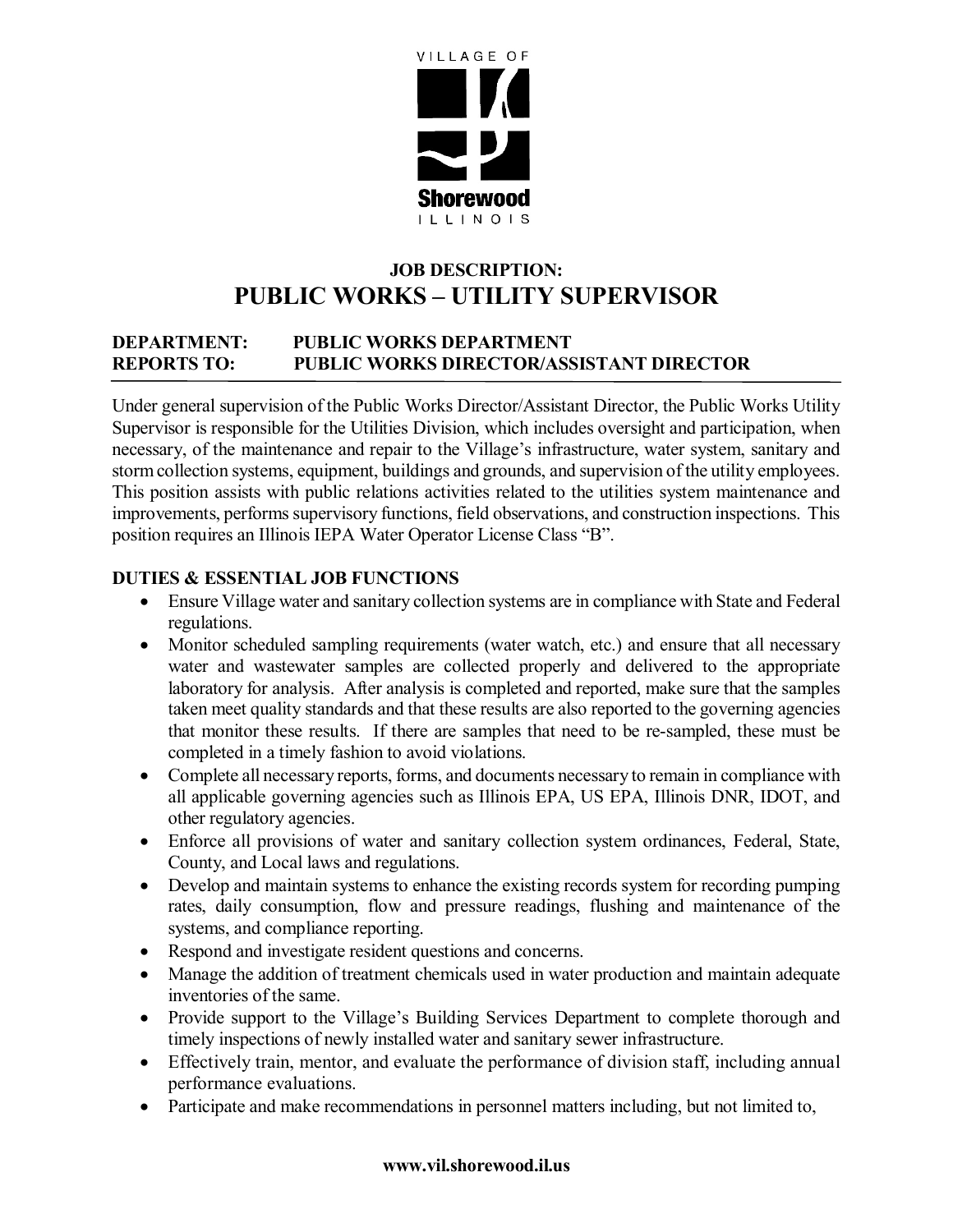VILLAGE OF

Shorewood

ILLINOIS

## JOB DESCRIPTION:
# PUBLIC WORKS – UTILITY SUPERVISOR

**DEPARTMENT:** PUBLIC WORKS DEPARTMENT
**REPORTS TO:** PUBLIC WORKS DIRECTOR/ASSISTANT DIRECTOR

Under general supervision of the Public Works Director/Assistant Director, the Public Works Utility Supervisor is responsible for the Utilities Division, which includes oversight and participation, when necessary, of the maintenance and repair to the Village's infrastructure, water system, sanitary and storm collection systems, equipment, buildings and grounds, and supervision of the utility employees. This position assists with public relations activities related to the utilities system maintenance and improvements, performs supervisory functions, field observations, and construction inspections. This position requires an Illinois IEPA Water Operator License Class "B".

### DUTIES & ESSENTIAL JOB FUNCTIONS

- Ensure Village water and sanitary collection systems are in compliance with State and Federal regulations.
- Monitor scheduled sampling requirements (water watch, etc.) and ensure that all necessary water and wastewater samples are collected properly and delivered to the appropriate laboratory for analysis. After analysis is completed and reported, make sure that the samples taken meet quality standards and that these results are also reported to the governing agencies that monitor these results. If there are samples that need to be re-sampled, these must be completed in a timely fashion to avoid violations.
- Complete all necessary reports, forms, and documents necessary to remain in compliance with all applicable governing agencies such as Illinois EPA, US EPA, Illinois DNR, IDOT, and other regulatory agencies.
- Enforce all provisions of water and sanitary collection system ordinances, Federal, State, County, and Local laws and regulations.
- Develop and maintain systems to enhance the existing records system for recording pumping rates, daily consumption, flow and pressure readings, flushing and maintenance of the systems, and compliance reporting.
- Respond and investigate resident questions and concerns.
- Manage the addition of treatment chemicals used in water production and maintain adequate inventories of the same.
- Provide support to the Village's Building Services Department to complete thorough and timely inspections of newly installed water and sanitary sewer infrastructure.
- Effectively train, mentor, and evaluate the performance of division staff, including annual performance evaluations.
- Participate and make recommendations in personnel matters including, but not limited to,

www.vil.shorewood.il.us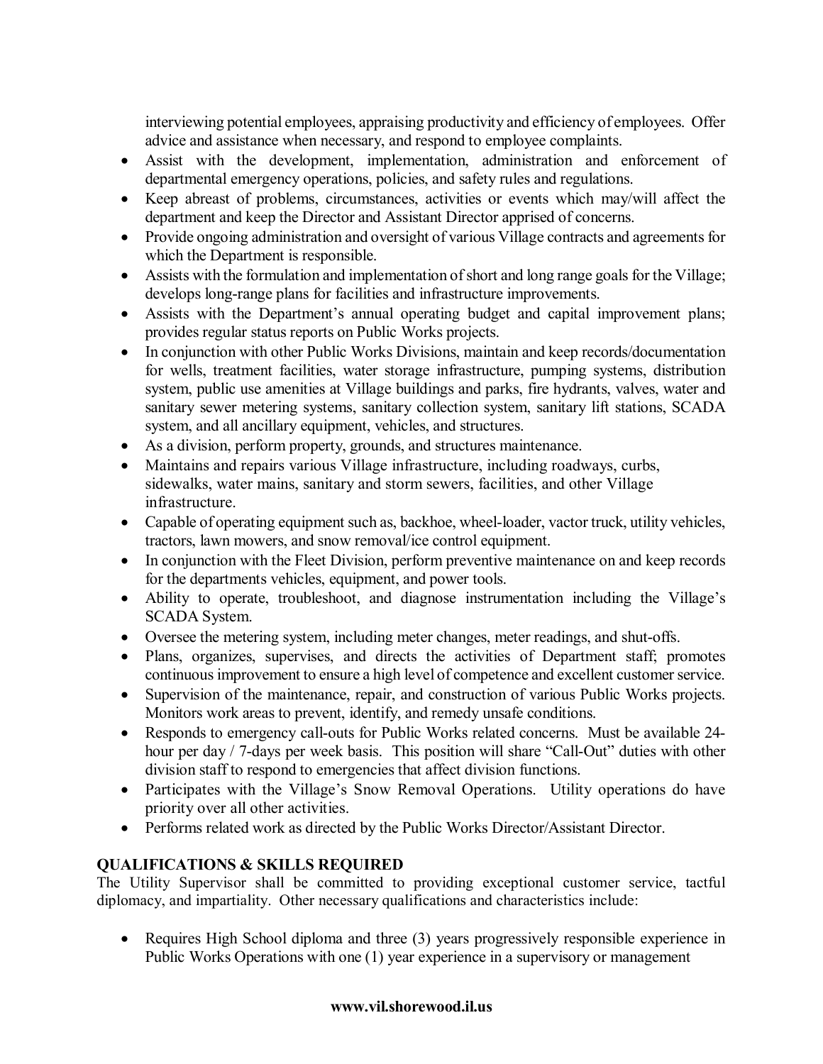interviewing potential employees, appraising productivity and efficiency of employees. Offer advice and assistance when necessary, and respond to employee complaints.

- Assist with the development, implementation, administration and enforcement of departmental emergency operations, policies, and safety rules and regulations.
- Keep abreast of problems, circumstances, activities or events which may/will affect the department and keep the Director and Assistant Director apprised of concerns.
- Provide ongoing administration and oversight of various Village contracts and agreements for which the Department is responsible.
- Assists with the formulation and implementation of short and long range goals for the Village; develops long-range plans for facilities and infrastructure improvements.
- Assists with the Department's annual operating budget and capital improvement plans; provides regular status reports on Public Works projects.
- In conjunction with other Public Works Divisions, maintain and keep records/documentation for wells, treatment facilities, water storage infrastructure, pumping systems, distribution system, public use amenities at Village buildings and parks, fire hydrants, valves, water and sanitary sewer metering systems, sanitary collection system, sanitary lift stations, SCADA system, and all ancillary equipment, vehicles, and structures.
- As a division, perform property, grounds, and structures maintenance.
- Maintains and repairs various Village infrastructure, including roadways, curbs, sidewalks, water mains, sanitary and storm sewers, facilities, and other Village infrastructure.
- Capable of operating equipment such as, backhoe, wheel-loader, vactor truck, utility vehicles, tractors, lawn mowers, and snow removal/ice control equipment.
- In conjunction with the Fleet Division, perform preventive maintenance on and keep records for the departments vehicles, equipment, and power tools.
- Ability to operate, troubleshoot, and diagnose instrumentation including the Village's SCADA System.
- Oversee the metering system, including meter changes, meter readings, and shut-offs.
- Plans, organizes, supervises, and directs the activities of Department staff; promotes continuous improvement to ensure a high level of competence and excellent customer service.
- Supervision of the maintenance, repair, and construction of various Public Works projects. Monitors work areas to prevent, identify, and remedy unsafe conditions.
- Responds to emergency call-outs for Public Works related concerns. Must be available 24-hour per day / 7-days per week basis. This position will share "Call-Out" duties with other division staff to respond to emergencies that affect division functions.
- Participates with the Village's Snow Removal Operations. Utility operations do have priority over all other activities.
- Performs related work as directed by the Public Works Director/Assistant Director.

**QUALIFICATIONS & SKILLS REQUIRED**

The Utility Supervisor shall be committed to providing exceptional customer service, tactful diplomacy, and impartiality. Other necessary qualifications and characteristics include:

- Requires High School diploma and three (3) years progressively responsible experience in Public Works Operations with one (1) year experience in a supervisory or management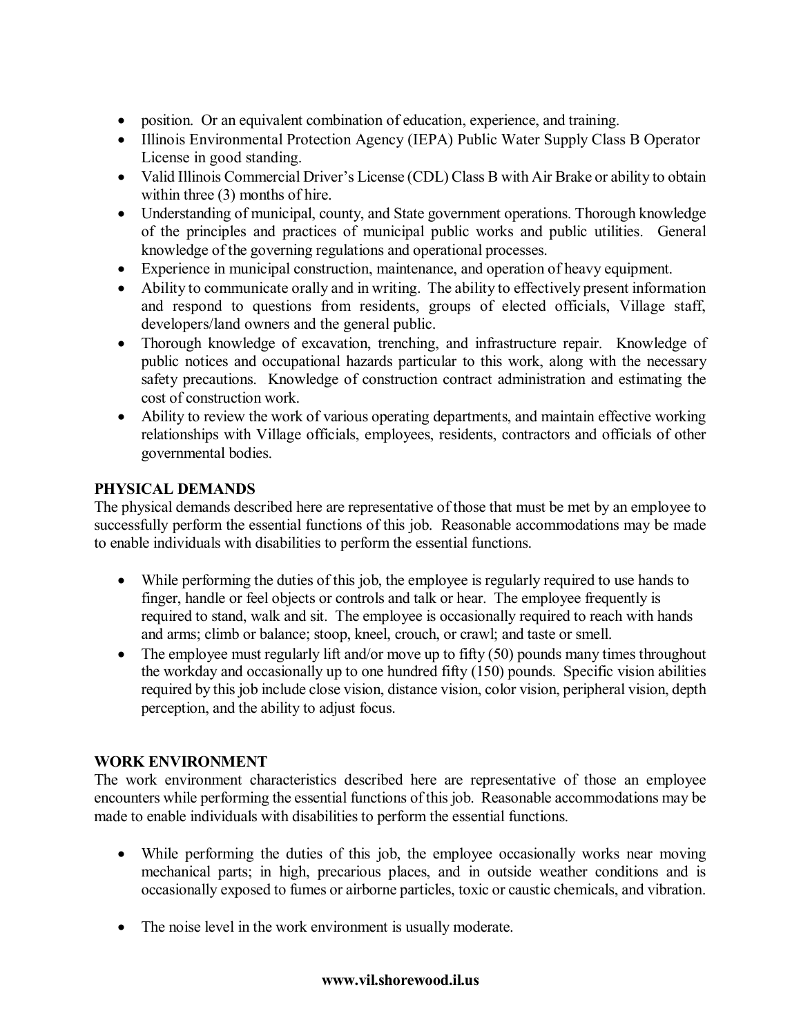- position. Or an equivalent combination of education, experience, and training.
- Illinois Environmental Protection Agency (IEPA) Public Water Supply Class B Operator License in good standing.
- Valid Illinois Commercial Driver's License (CDL) Class B with Air Brake or ability to obtain within three (3) months of hire.
- Understanding of municipal, county, and State government operations. Thorough knowledge of the principles and practices of municipal public works and public utilities. General knowledge of the governing regulations and operational processes.
- Experience in municipal construction, maintenance, and operation of heavy equipment.
- Ability to communicate orally and in writing. The ability to effectively present information and respond to questions from residents, groups of elected officials, Village staff, developers/land owners and the general public.
- Thorough knowledge of excavation, trenching, and infrastructure repair. Knowledge of public notices and occupational hazards particular to this work, along with the necessary safety precautions. Knowledge of construction contract administration and estimating the cost of construction work.
- Ability to review the work of various operating departments, and maintain effective working relationships with Village officials, employees, residents, contractors and officials of other governmental bodies.

**PHYSICAL DEMANDS**

The physical demands described here are representative of those that must be met by an employee to successfully perform the essential functions of this job. Reasonable accommodations may be made to enable individuals with disabilities to perform the essential functions.

- While performing the duties of this job, the employee is regularly required to use hands to finger, handle or feel objects or controls and talk or hear. The employee frequently is required to stand, walk and sit. The employee is occasionally required to reach with hands and arms; climb or balance; stoop, kneel, crouch, or crawl; and taste or smell.
- The employee must regularly lift and/or move up to fifty (50) pounds many times throughout the workday and occasionally up to one hundred fifty (150) pounds. Specific vision abilities required by this job include close vision, distance vision, color vision, peripheral vision, depth perception, and the ability to adjust focus.

**WORK ENVIRONMENT**

The work environment characteristics described here are representative of those an employee encounters while performing the essential functions of this job. Reasonable accommodations may be made to enable individuals with disabilities to perform the essential functions.

- While performing the duties of this job, the employee occasionally works near moving mechanical parts; in high, precarious places, and in outside weather conditions and is occasionally exposed to fumes or airborne particles, toxic or caustic chemicals, and vibration.
- The noise level in the work environment is usually moderate.